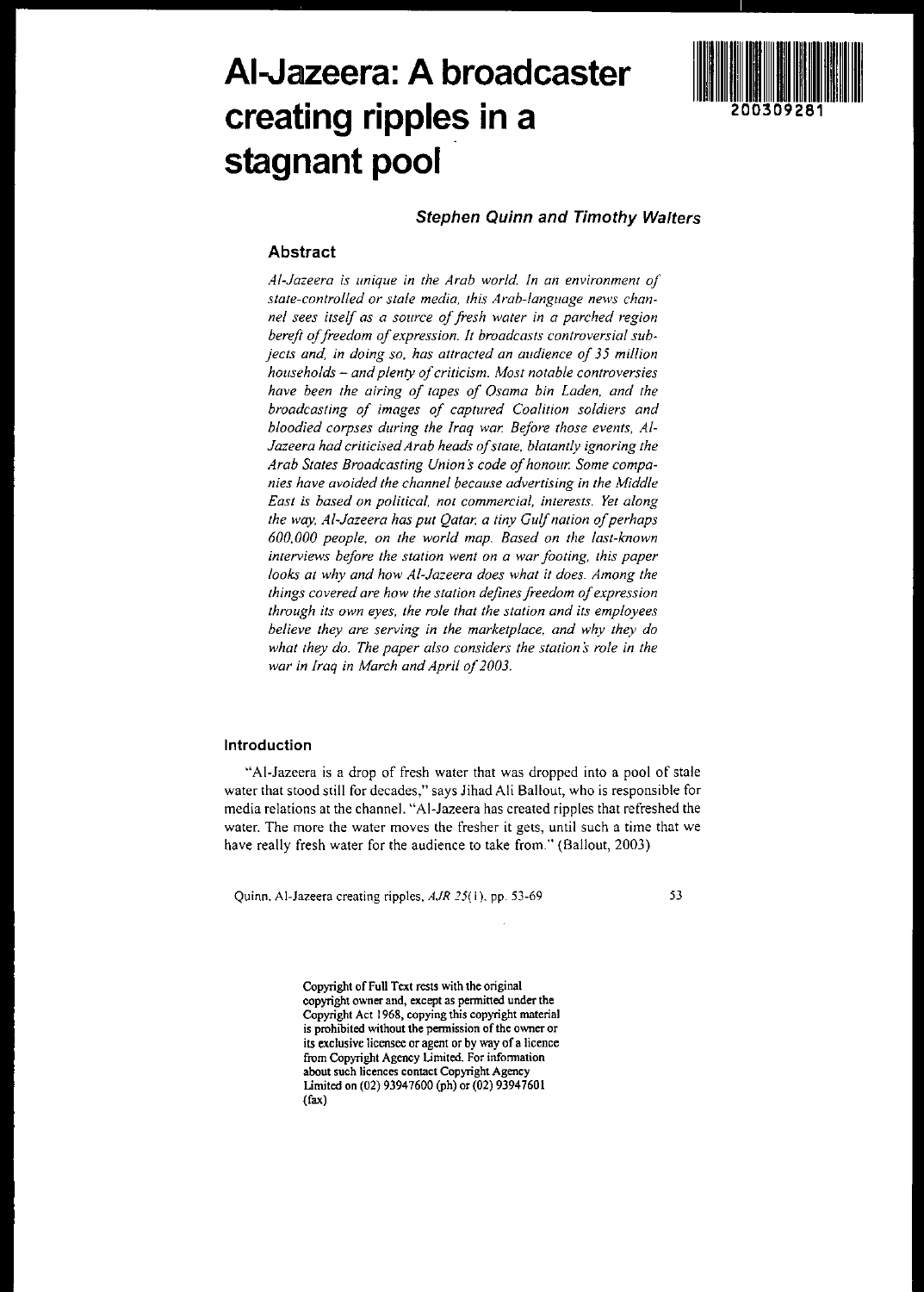# Al-Jazeera: A broadcaster creating ripples in a stagnant pool

**Stephen Quinn and Timothy Walters**

## Abstract

*Al-Jazeera is unique in the Arab world. In an environment of state-controlled or stale media, this Arab-language news channel sees itself as a source of fresh water in a parched region bereft of freedom of expression. It broadcasts controversial subjects and, in doing so, has attracted an audience of 35 million households – and plenty of criticism. Most notable controversies have been the airing of tapes of Osama bin Laden, and the broadcasting of images of captured Coalition soldiers and bloodied corpses during the Iraq war. Before those events, Al-Jazeera had criticised Arab heads of state, blatantly ignoring the Arab States Broadcasting Union's code of honour. Some companies have avoided the channel because advertising in the Middle East is based on political, not commercial, interests. Yet along the way, Al-Jazeera has put Qatar, a tiny Gulf nation of perhaps 600,000 people, on the world map. Based on the last-known interviews before the station went on a war footing, this paper looks at why and how Al-Jazeera does what it does. Among the things covered are how the station defines freedom of expression through its own eyes, the role that the station and its employees believe they are serving in the marketplace, and why they do what they do. The paper also considers the station's role in the war in Iraq in March and April of 2003.*

## Introduction

"Al-Jazeera is a drop of fresh water that was dropped into a pool of stale water that stood still for decades," says Jihad Ali Ballout, who is responsible for media relations at the channel. "Al-Jazeera has created ripples that refreshed the water. The more the water moves the fresher it gets, until such a time that we have really fresh water for the audience to take from." (Ballout, 2003)

Copyright of Full Text rests with the original copyright owner and, except as permitted under the Copyright Act 1968, copying this copyright material is prohibited without the permission of the owner or its exclusive licensee or agent or by way of a licence from Copyright Agency Limited. For information about such licences contact Copyright Agency Limited on (02) 93947600 (ph) or (02) 93947601 (fax)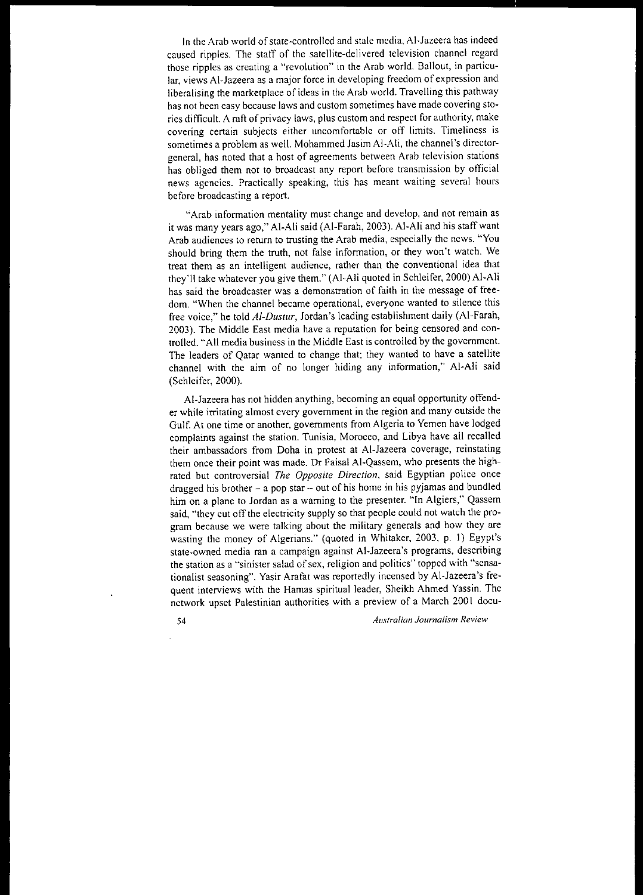In the Arab world of state-controlled and stale media, Al-Jazeera has indeed caused ripples. The staff of the satellite-delivered television channel regard those ripples as creating a "revolution" in the Arab world. Ballout, in particular, views Al-Jazeera as a major force in developing freedom of expression and liberalising the marketplace of ideas in the Arab world. Travelling this pathway has not been easy because laws and custom sometimes have made covering stories difficult. A raft of privacy laws, plus custom and respect for authority, make covering certain subjects either uncomfortable or off limits. Timeliness is sometimes a problem as well. Mohammed Jasim Al-Ali, the channel's director-general, has noted that a host of agreements between Arab television stations has obliged them not to broadcast any report before transmission by official news agencies. Practically speaking, this has meant waiting several hours before broadcasting a report.

"Arab information mentality must change and develop, and not remain as it was many years ago," Al-Ali said (Al-Farah, 2003). Al-Ali and his staff want Arab audiences to return to trusting the Arab media, especially the news. "You should bring them the truth, not false information, or they won't watch. We treat them as an intelligent audience, rather than the conventional idea that they'll take whatever you give them." (Al-Ali quoted in Schleifer, 2000) Al-Ali has said the broadcaster was a demonstration of faith in the message of freedom. "When the channel became operational, everyone wanted to silence this free voice," he told *Al-Dustur*, Jordan's leading establishment daily (Al-Farah, 2003). The Middle East media have a reputation for being censored and controlled. "All media business in the Middle East is controlled by the government. The leaders of Qatar wanted to change that; they wanted to have a satellite channel with the aim of no longer hiding any information," Al-Ali said (Schleifer, 2000).

Al-Jazeera has not hidden anything, becoming an equal opportunity offender while irritating almost every government in the region and many outside the Gulf. At one time or another, governments from Algeria to Yemen have lodged complaints against the station. Tunisia, Morocco, and Libya have all recalled their ambassadors from Doha in protest at Al-Jazeera coverage, reinstating them once their point was made. Dr Faisal Al-Qassem, who presents the high-rated but controversial *The Opposite Direction*, said Egyptian police once dragged his brother – a pop star – out of his home in his pyjamas and bundled him on a plane to Jordan as a warning to the presenter. "In Algiers," Qassem said, "they cut off the electricity supply so that people could not watch the program because we were talking about the military generals and how they are wasting the money of Algerians." (quoted in Whitaker, 2003, p. 1) Egypt's state-owned media ran a campaign against Al-Jazeera's programs, describing the station as a "sinister salad of sex, religion and politics" topped with "sensationalist seasoning". Yasir Arafat was reportedly incensed by Al-Jazeera's frequent interviews with the Hamas spiritual leader, Sheikh Ahmed Yassin. The network upset Palestinian authorities with a preview of a March 2001 docu-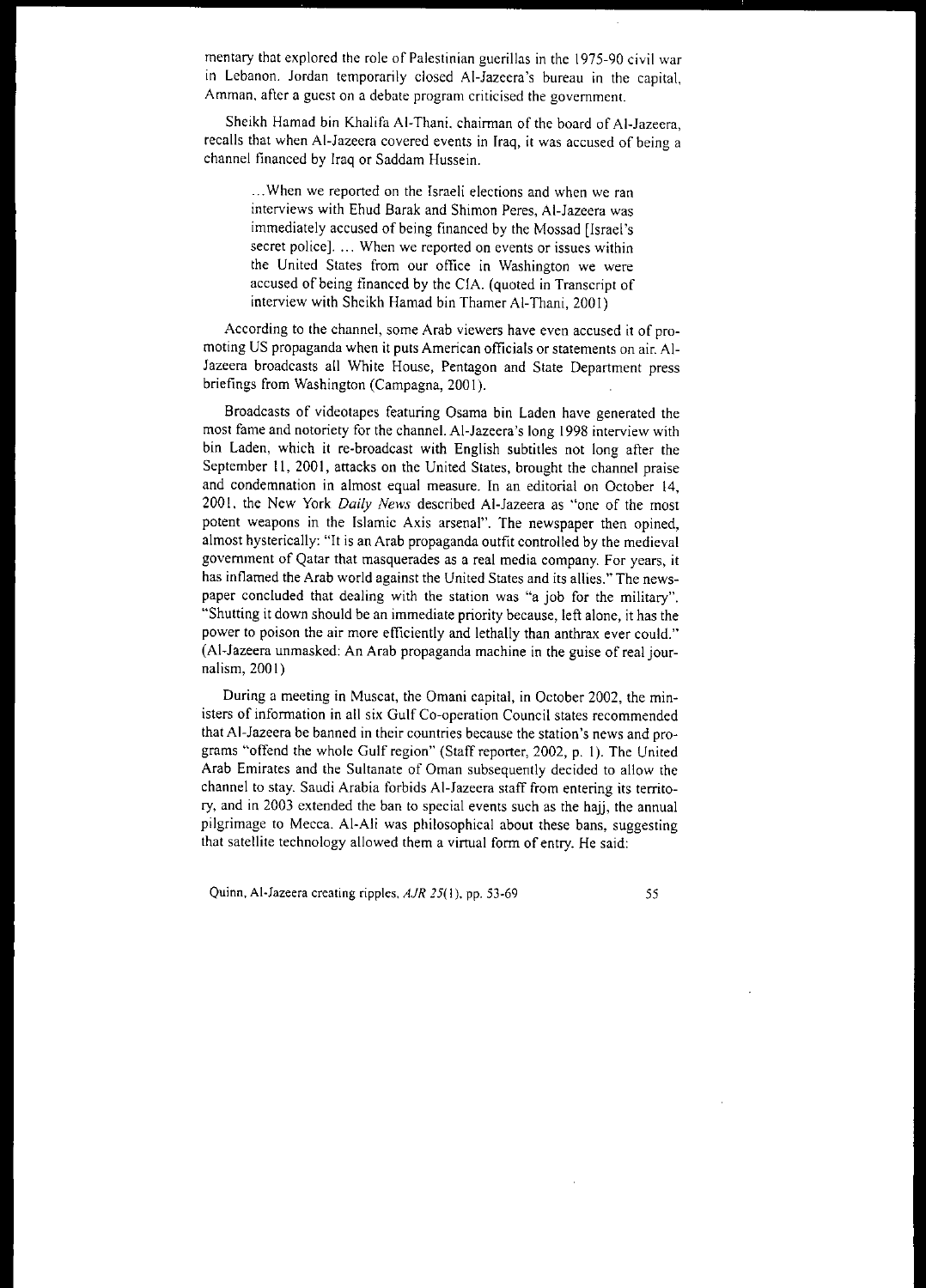mentary that explored the role of Palestinian guerillas in the 1975-90 civil war in Lebanon. Jordan temporarily closed Al-Jazeera's bureau in the capital, Amman, after a guest on a debate program criticised the government.

Sheikh Hamad bin Khalifa Al-Thani, chairman of the board of Al-Jazeera, recalls that when Al-Jazeera covered events in Iraq, it was accused of being a channel financed by Iraq or Saddam Hussein.

> ...When we reported on the Israeli elections and when we ran interviews with Ehud Barak and Shimon Peres, Al-Jazeera was immediately accused of being financed by the Mossad [Israel's secret police]. ... When we reported on events or issues within the United States from our office in Washington we were accused of being financed by the CIA. (quoted in Transcript of interview with Sheikh Hamad bin Thamer Al-Thani, 2001)

According to the channel, some Arab viewers have even accused it of promoting US propaganda when it puts American officials or statements on air. Al-Jazeera broadcasts all White House, Pentagon and State Department press briefings from Washington (Campagna, 2001).

Broadcasts of videotapes featuring Osama bin Laden have generated the most fame and notoriety for the channel. Al-Jazeera's long 1998 interview with bin Laden, which it re-broadcast with English subtitles not long after the September 11, 2001, attacks on the United States, brought the channel praise and condemnation in almost equal measure. In an editorial on October 14, 2001, the New York *Daily News* described Al-Jazeera as "one of the most potent weapons in the Islamic Axis arsenal". The newspaper then opined, almost hysterically: "It is an Arab propaganda outfit controlled by the medieval government of Qatar that masquerades as a real media company. For years, it has inflamed the Arab world against the United States and its allies." The newspaper concluded that dealing with the station was "a job for the military". "Shutting it down should be an immediate priority because, left alone, it has the power to poison the air more efficiently and lethally than anthrax ever could." (Al-Jazeera unmasked: An Arab propaganda machine in the guise of real journalism, 2001)

During a meeting in Muscat, the Omani capital, in October 2002, the ministers of information in all six Gulf Co-operation Council states recommended that Al-Jazeera be banned in their countries because the station's news and programs "offend the whole Gulf region" (Staff reporter, 2002, p. 1). The United Arab Emirates and the Sultanate of Oman subsequently decided to allow the channel to stay. Saudi Arabia forbids Al-Jazeera staff from entering its territory, and in 2003 extended the ban to special events such as the hajj, the annual pilgrimage to Mecca. Al-Ali was philosophical about these bans, suggesting that satellite technology allowed them a virtual form of entry. He said: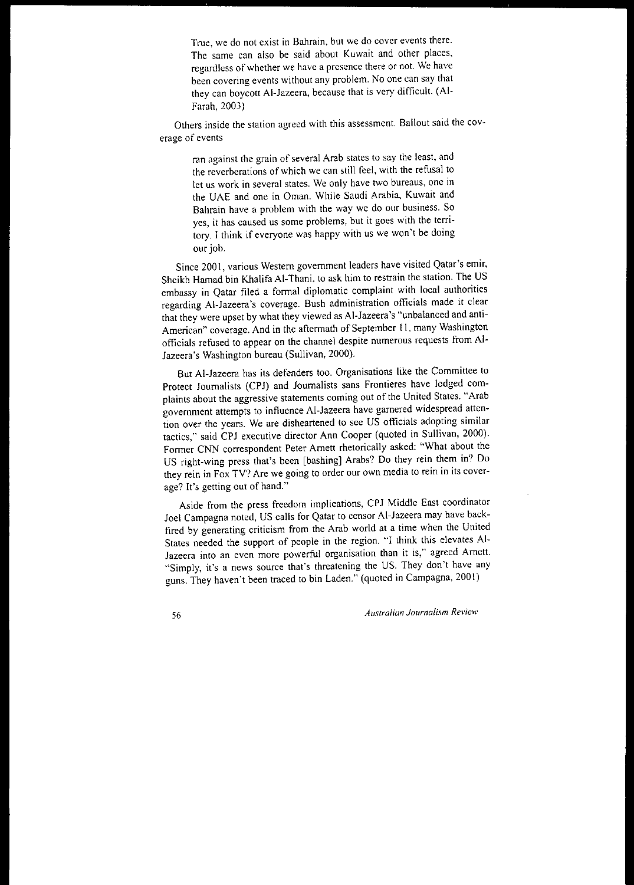> True, we do not exist in Bahrain, but we do cover events there. The same can also be said about Kuwait and other places, regardless of whether we have a presence there or not. We have been covering events without any problem. No one can say that they can boycott Al-Jazeera, because that is very difficult. (Al-Farah, 2003)

Others inside the station agreed with this assessment. Ballout said the coverage of events

> ran against the grain of several Arab states to say the least, and the reverberations of which we can still feel, with the refusal to let us work in several states. We only have two bureaus, one in the UAE and one in Oman. While Saudi Arabia, Kuwait and Bahrain have a problem with the way we do our business. So yes, it has caused us some problems, but it goes with the territory. I think if everyone was happy with us we won't be doing our job.

Since 2001, various Western government leaders have visited Qatar's emir, Sheikh Hamad bin Khalifa Al-Thani, to ask him to restrain the station. The US embassy in Qatar filed a formal diplomatic complaint with local authorities regarding Al-Jazeera's coverage. Bush administration officials made it clear that they were upset by what they viewed as Al-Jazeera's "unbalanced and anti-American" coverage. And in the aftermath of September 11, many Washington officials refused to appear on the channel despite numerous requests from Al-Jazeera's Washington bureau (Sullivan, 2000).

But Al-Jazeera has its defenders too. Organisations like the Committee to Protect Journalists (CPJ) and Journalists sans Frontieres have lodged complaints about the aggressive statements coming out of the United States. "Arab government attempts to influence Al-Jazeera have garnered widespread attention over the years. We are disheartened to see US officials adopting similar tactics," said CPJ executive director Ann Cooper (quoted in Sullivan, 2000). Former CNN correspondent Peter Arnett rhetorically asked: "What about the US right-wing press that's been [bashing] Arabs? Do they rein them in? Do they rein in Fox TV? Are we going to order our own media to rein in its coverage? It's getting out of hand."

Aside from the press freedom implications, CPJ Middle East coordinator Joel Campagna noted, US calls for Qatar to censor Al-Jazeera may have backfired by generating criticism from the Arab world at a time when the United States needed the support of people in the region. "I think this elevates Al-Jazeera into an even more powerful organisation than it is," agreed Arnett. "Simply, it's a news source that's threatening the US. They don't have any guns. They haven't been traced to bin Laden." (quoted in Campagna, 2001)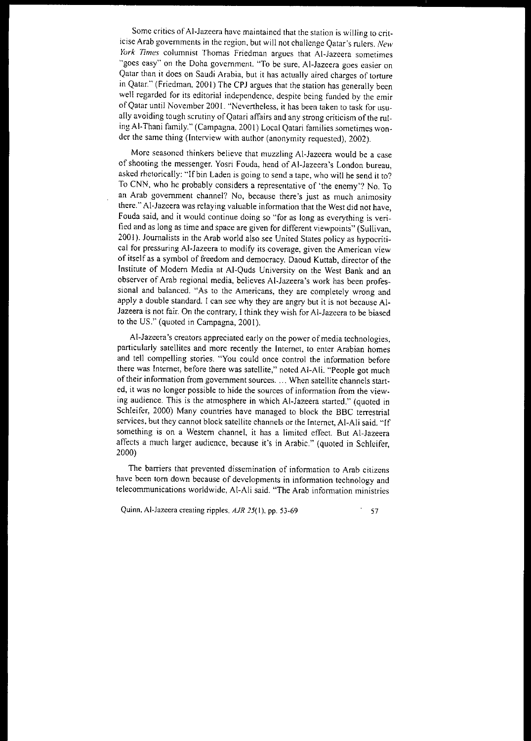Some critics of Al-Jazeera have maintained that the station is willing to criticise Arab governments in the region, but will not challenge Qatar's rulers. *New York Times* columnist Thomas Friedman argues that Al-Jazeera sometimes "goes easy" on the Doha government. "To be sure, Al-Jazeera goes easier on Qatar than it does on Saudi Arabia, but it has actually aired charges of torture in Qatar." (Friedman, 2001) The CPJ argues that the station has generally been well regarded for its editorial independence, despite being funded by the emir of Qatar until November 2001. "Nevertheless, it has been taken to task for usually avoiding tough scrutiny of Qatari affairs and any strong criticism of the ruling Al-Thani family." (Campagna, 2001) Local Qatari families sometimes wonder the same thing (Interview with author (anonymity requested), 2002).

More seasoned thinkers believe that muzzling Al-Jazeera would be a case of shooting the messenger. Yosri Fouda, head of Al-Jazeera's London bureau, asked rhetorically: "If bin Laden is going to send a tape, who will he send it to? To CNN, who he probably considers a representative of 'the enemy'? No. To an Arab government channel? No, because there's just as much animosity there." Al-Jazeera was relaying valuable information that the West did not have, Fouda said, and it would continue doing so "for as long as everything is verified and as long as time and space are given for different viewpoints" (Sullivan, 2001). Journalists in the Arab world also see United States policy as hypocritical for pressuring Al-Jazeera to modify its coverage, given the American view of itself as a symbol of freedom and democracy. Daoud Kuttab, director of the Institute of Modern Media at Al-Quds University on the West Bank and an observer of Arab regional media, believes Al-Jazeera's work has been professional and balanced. "As to the Americans, they are completely wrong and apply a double standard. I can see why they are angry but it is not because Al-Jazeera is not fair. On the contrary, I think they wish for Al-Jazeera to be biased to the US." (quoted in Campagna, 2001).

Al-Jazeera's creators appreciated early on the power of media technologies, particularly satellites and more recently the Internet, to enter Arabian homes and tell compelling stories. "You could once control the information before there was Internet, before there was satellite," noted Al-Ali. "People got much of their information from government sources. ... When satellite channels started, it was no longer possible to hide the sources of information from the viewing audience. This is the atmosphere in which Al-Jazeera started." (quoted in Schleifer, 2000) Many countries have managed to block the BBC terrestrial services, but they cannot block satellite channels or the Internet, Al-Ali said. "If something is on a Western channel, it has a limited effect. But Al-Jazeera affects a much larger audience, because it's in Arabic." (quoted in Schleifer, 2000)

The barriers that prevented dissemination of information to Arab citizens have been torn down because of developments in information technology and telecommunications worldwide, Al-Ali said. "The Arab information ministries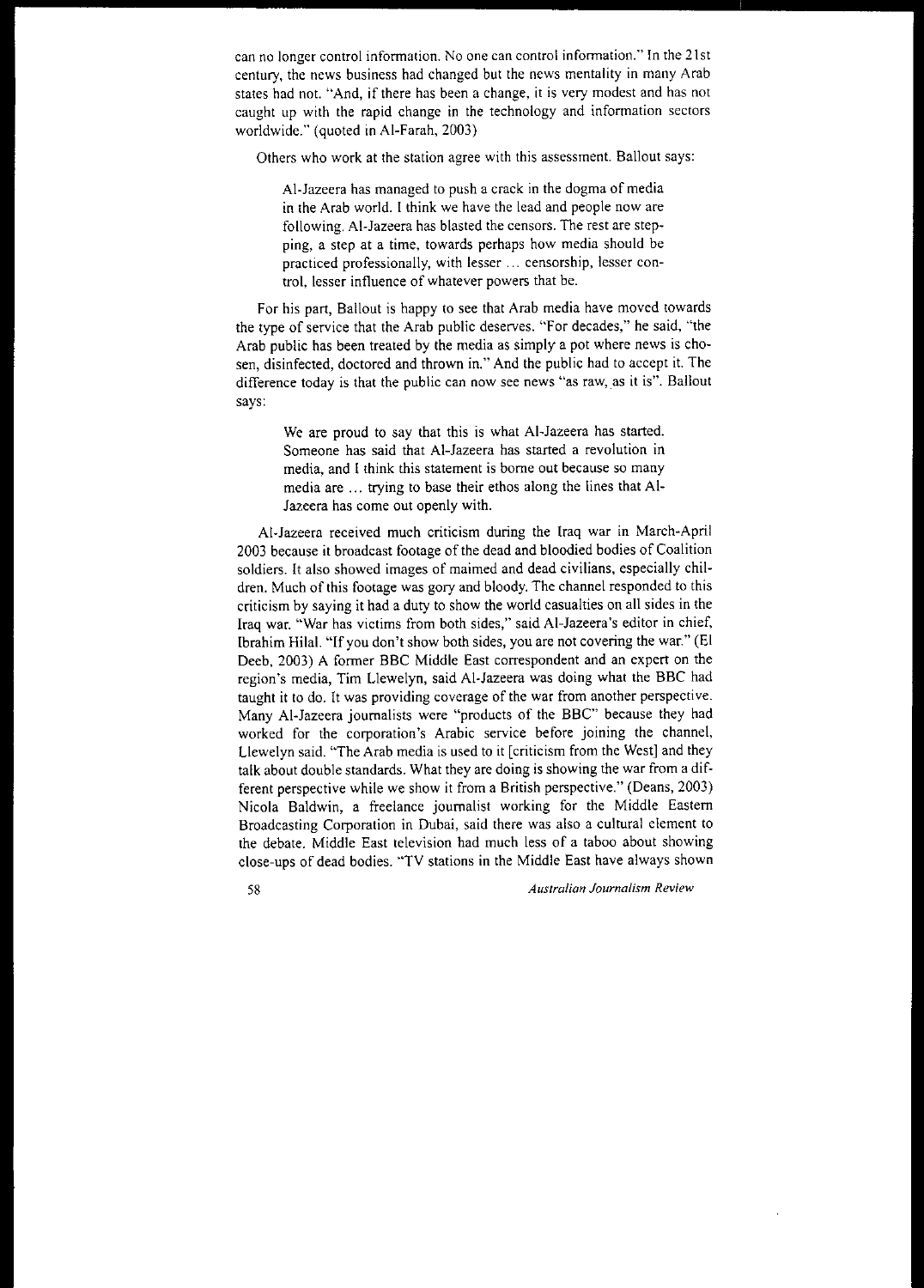can no longer control information. No one can control information." In the 21st century, the news business had changed but the news mentality in many Arab states had not. "And, if there has been a change, it is very modest and has not caught up with the rapid change in the technology and information sectors worldwide." (quoted in Al-Farah, 2003)

Others who work at the station agree with this assessment. Ballout says:

> Al-Jazeera has managed to push a crack in the dogma of media in the Arab world. I think we have the lead and people now are following. Al-Jazeera has blasted the censors. The rest are stepping, a step at a time, towards perhaps how media should be practiced professionally, with lesser … censorship, lesser control, lesser influence of whatever powers that be.

For his part, Ballout is happy to see that Arab media have moved towards the type of service that the Arab public deserves. "For decades," he said, "the Arab public has been treated by the media as simply a pot where news is chosen, disinfected, doctored and thrown in." And the public had to accept it. The difference today is that the public can now see news "as raw, as it is". Ballout says:

> We are proud to say that this is what Al-Jazeera has started. Someone has said that Al-Jazeera has started a revolution in media, and I think this statement is borne out because so many media are … trying to base their ethos along the lines that Al-Jazeera has come out openly with.

Al-Jazeera received much criticism during the Iraq war in March-April 2003 because it broadcast footage of the dead and bloodied bodies of Coalition soldiers. It also showed images of maimed and dead civilians, especially children. Much of this footage was gory and bloody. The channel responded to this criticism by saying it had a duty to show the world casualties on all sides in the Iraq war. "War has victims from both sides," said Al-Jazeera's editor in chief, Ibrahim Hilal. "If you don't show both sides, you are not covering the war." (El Deeb, 2003) A former BBC Middle East correspondent and an expert on the region's media, Tim Llewelyn, said Al-Jazeera was doing what the BBC had taught it to do. It was providing coverage of the war from another perspective. Many Al-Jazeera journalists were "products of the BBC" because they had worked for the corporation's Arabic service before joining the channel, Llewelyn said. "The Arab media is used to it [criticism from the West] and they talk about double standards. What they are doing is showing the war from a different perspective while we show it from a British perspective." (Deans, 2003) Nicola Baldwin, a freelance journalist working for the Middle Eastern Broadcasting Corporation in Dubai, said there was also a cultural element to the debate. Middle East television had much less of a taboo about showing close-ups of dead bodies. "TV stations in the Middle East have always shown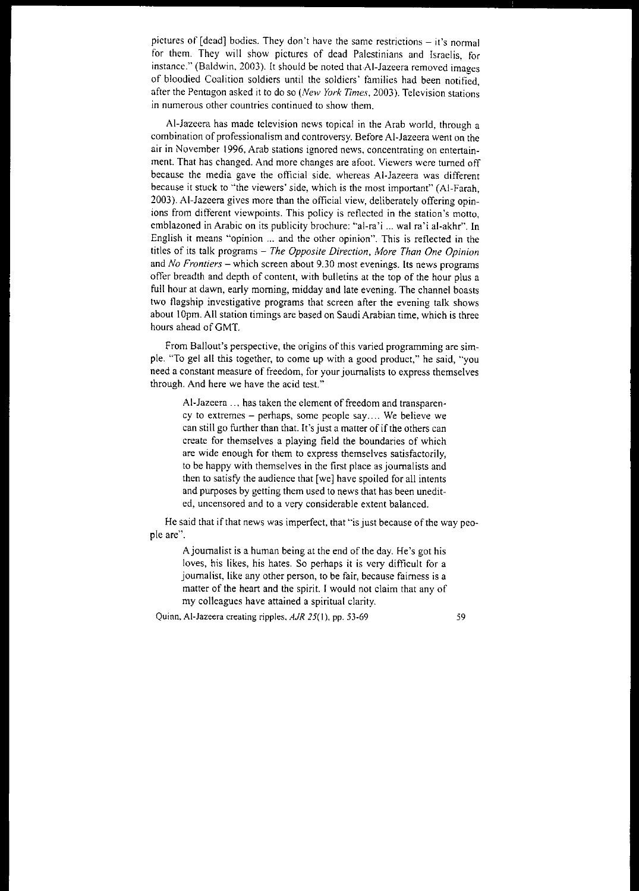pictures of [dead] bodies. They don't have the same restrictions – it's normal for them. They will show pictures of dead Palestinians and Israelis, for instance." (Baldwin, 2003). It should be noted that Al-Jazeera removed images of bloodied Coalition soldiers until the soldiers' families had been notified, after the Pentagon asked it to do so (*New York Times*, 2003). Television stations in numerous other countries continued to show them.

Al-Jazeera has made television news topical in the Arab world, through a combination of professionalism and controversy. Before Al-Jazeera went on the air in November 1996, Arab stations ignored news, concentrating on entertainment. That has changed. And more changes are afoot. Viewers were turned off because the media gave the official side, whereas Al-Jazeera was different because it stuck to "the viewers' side, which is the most important" (Al-Farah, 2003). Al-Jazeera gives more than the official view, deliberately offering opinions from different viewpoints. This policy is reflected in the station's motto, emblazoned in Arabic on its publicity brochure: "al-ra'i ... wal ra'i al-akhr". In English it means "opinion ... and the other opinion". This is reflected in the titles of its talk programs – *The Opposite Direction, More Than One Opinion* and *No Frontiers* – which screen about 9.30 most evenings. Its news programs offer breadth and depth of content, with bulletins at the top of the hour plus a full hour at dawn, early morning, midday and late evening. The channel boasts two flagship investigative programs that screen after the evening talk shows about 10pm. All station timings are based on Saudi Arabian time, which is three hours ahead of GMT.

From Ballout's perspective, the origins of this varied programming are simple. "To get all this together, to come up with a good product," he said, "you need a constant measure of freedom, for your journalists to express themselves through. And here we have the acid test."

> Al-Jazeera ... has taken the element of freedom and transparency to extremes – perhaps, some people say.... We believe we can still go further than that. It's just a matter of if the others can create for themselves a playing field the boundaries of which are wide enough for them to express themselves satisfactorily, to be happy with themselves in the first place as journalists and then to satisfy the audience that [we] have spoiled for all intents and purposes by getting them used to news that has been unedited, uncensored and to a very considerable extent balanced.

He said that if that news was imperfect, that "is just because of the way people are".

> A journalist is a human being at the end of the day. He's got his loves, his likes, his hates. So perhaps it is very difficult for a journalist, like any other person, to be fair, because fairness is a matter of the heart and the spirit. I would not claim that any of my colleagues have attained a spiritual clarity.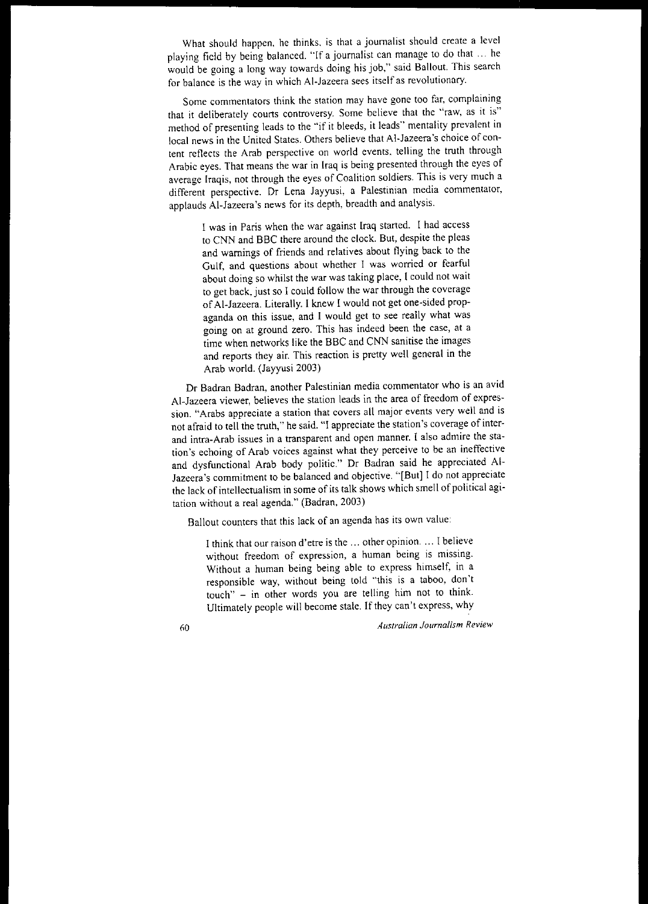What should happen, he thinks, is that a journalist should create a level playing field by being balanced. "If a journalist can manage to do that … he would be going a long way towards doing his job," said Ballout. This search for balance is the way in which Al-Jazeera sees itself as revolutionary.

Some commentators think the station may have gone too far, complaining that it deliberately courts controversy. Some believe that the "raw, as it is" method of presenting leads to the "if it bleeds, it leads" mentality prevalent in local news in the United States. Others believe that Al-Jazeera's choice of content reflects the Arab perspective on world events, telling the truth through Arabic eyes. That means the war in Iraq is being presented through the eyes of average Iraqis, not through the eyes of Coalition soldiers. This is very much a different perspective. Dr Lena Jayyusi, a Palestinian media commentator, applauds Al-Jazeera's news for its depth, breadth and analysis.

> I was in Paris when the war against Iraq started. I had access to CNN and BBC there around the clock. But, despite the pleas and warnings of friends and relatives about flying back to the Gulf, and questions about whether I was worried or fearful about doing so whilst the war was taking place, I could not wait to get back, just so I could follow the war through the coverage of Al-Jazeera. Literally. I knew I would not get one-sided propaganda on this issue, and I would get to see really what was going on at ground zero. This has indeed been the case, at a time when networks like the BBC and CNN sanitise the images and reports they air. This reaction is pretty well general in the Arab world. (Jayyusi 2003)

Dr Badran Badran, another Palestinian media commentator who is an avid Al-Jazeera viewer, believes the station leads in the area of freedom of expression. "Arabs appreciate a station that covers all major events very well and is not afraid to tell the truth," he said. "I appreciate the station's coverage of inter- and intra-Arab issues in a transparent and open manner. I also admire the station's echoing of Arab voices against what they perceive to be an ineffective and dysfunctional Arab body politic." Dr Badran said he appreciated Al-Jazeera's commitment to be balanced and objective. "[But] I do not appreciate the lack of intellectualism in some of its talk shows which smell of political agitation without a real agenda." (Badran, 2003)

Ballout counters that this lack of an agenda has its own value:

> I think that our raison d'etre is the … other opinion. … I believe without freedom of expression, a human being is missing. Without a human being being able to express himself, in a responsible way, without being told "this is a taboo, don't touch" – in other words you are telling him not to think. Ultimately people will become stale. If they can't express, why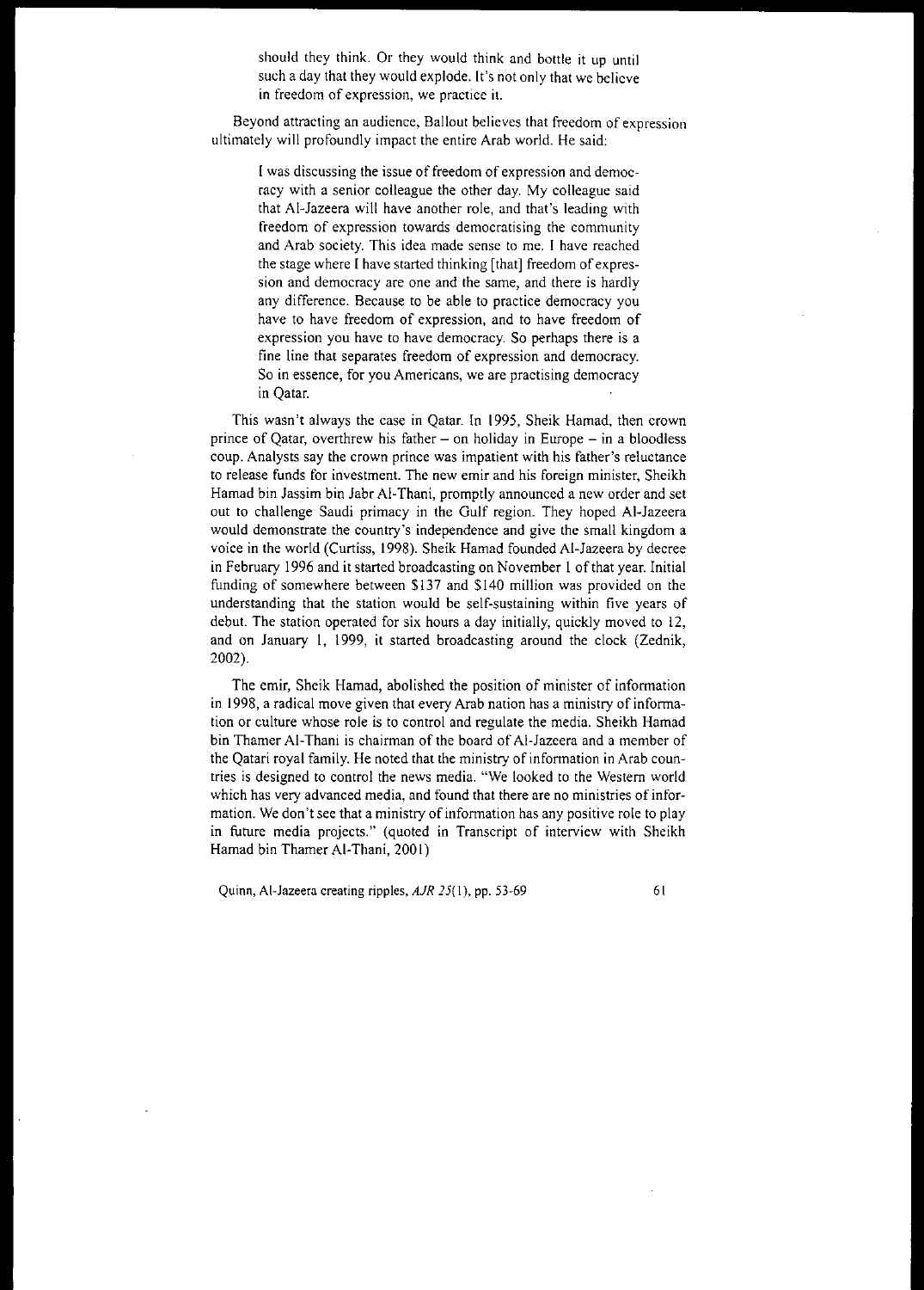> should they think. Or they would think and bottle it up until such a day that they would explode. It's not only that we believe in freedom of expression, we practice it.

Beyond attracting an audience, Ballout believes that freedom of expression ultimately will profoundly impact the entire Arab world. He said:

> I was discussing the issue of freedom of expression and democracy with a senior colleague the other day. My colleague said that Al-Jazeera will have another role, and that's leading with freedom of expression towards democratising the community and Arab society. This idea made sense to me. I have reached the stage where I have started thinking [that] freedom of expression and democracy are one and the same, and there is hardly any difference. Because to be able to practice democracy you have to have freedom of expression, and to have freedom of expression you have to have democracy. So perhaps there is a fine line that separates freedom of expression and democracy. So in essence, for you Americans, we are practising democracy in Qatar.

This wasn't always the case in Qatar. In 1995, Sheik Hamad, then crown prince of Qatar, overthrew his father – on holiday in Europe – in a bloodless coup. Analysts say the crown prince was impatient with his father's reluctance to release funds for investment. The new emir and his foreign minister, Sheikh Hamad bin Jassim bin Jabr Al-Thani, promptly announced a new order and set out to challenge Saudi primacy in the Gulf region. They hoped Al-Jazeera would demonstrate the country's independence and give the small kingdom a voice in the world (Curtiss, 1998). Sheik Hamad founded Al-Jazeera by decree in February 1996 and it started broadcasting on November 1 of that year. Initial funding of somewhere between $137 and $140 million was provided on the understanding that the station would be self-sustaining within five years of debut. The station operated for six hours a day initially, quickly moved to 12, and on January 1, 1999, it started broadcasting around the clock (Zednik, 2002).

The emir, Sheik Hamad, abolished the position of minister of information in 1998, a radical move given that every Arab nation has a ministry of information or culture whose role is to control and regulate the media. Sheikh Hamad bin Thamer Al-Thani is chairman of the board of Al-Jazeera and a member of the Qatari royal family. He noted that the ministry of information in Arab countries is designed to control the news media. "We looked to the Western world which has very advanced media, and found that there are no ministries of information. We don't see that a ministry of information has any positive role to play in future media projects." (quoted in Transcript of interview with Sheikh Hamad bin Thamer Al-Thani, 2001)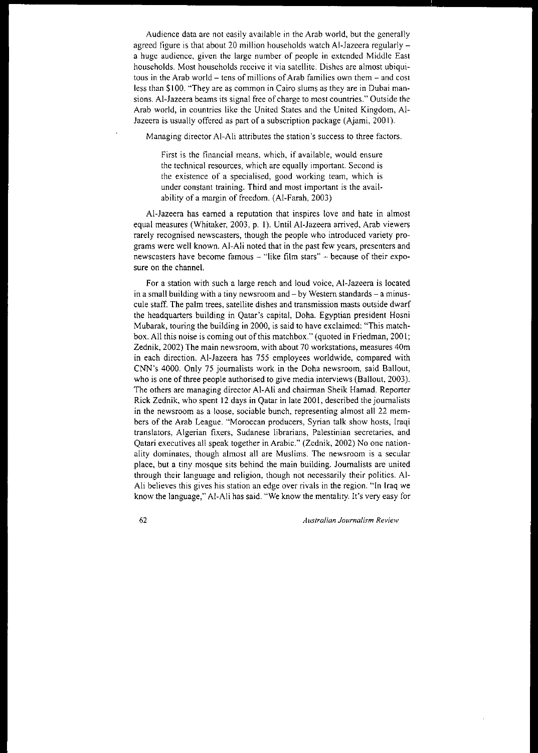Audience data are not easily available in the Arab world, but the generally agreed figure is that about 20 million households watch Al-Jazeera regularly – a huge audience, given the large number of people in extended Middle East households. Most households receive it via satellite. Dishes are almost ubiquitous in the Arab world – tens of millions of Arab families own them – and cost less than $100. "They are as common in Cairo slums as they are in Dubai mansions. Al-Jazeera beams its signal free of charge to most countries." Outside the Arab world, in countries like the United States and the United Kingdom, Al-Jazeera is usually offered as part of a subscription package (Ajami, 2001).

Managing director Al-Ali attributes the station's success to three factors.

> First is the financial means, which, if available, would ensure the technical resources, which are equally important. Second is the existence of a specialised, good working team, which is under constant training. Third and most important is the availability of a margin of freedom. (Al-Farah, 2003)

Al-Jazeera has earned a reputation that inspires love and hate in almost equal measures (Whitaker, 2003, p. 1). Until Al-Jazeera arrived, Arab viewers rarely recognised newscasters, though the people who introduced variety programs were well known. Al-Ali noted that in the past few years, presenters and newscasters have become famous – "like film stars" – because of their exposure on the channel.

For a station with such a large reach and loud voice, Al-Jazeera is located in a small building with a tiny newsroom and – by Western standards – a minuscule staff. The palm trees, satellite dishes and transmission masts outside dwarf the headquarters building in Qatar's capital, Doha. Egyptian president Hosni Mubarak, touring the building in 2000, is said to have exclaimed: "This matchbox. All this noise is coming out of this matchbox." (quoted in Friedman, 2001; Zednik, 2002) The main newsroom, with about 70 workstations, measures 40m in each direction. Al-Jazeera has 755 employees worldwide, compared with CNN's 4000. Only 75 journalists work in the Doha newsroom, said Ballout, who is one of three people authorised to give media interviews (Ballout, 2003). The others are managing director Al-Ali and chairman Sheik Hamad. Reporter Rick Zednik, who spent 12 days in Qatar in late 2001, described the journalists in the newsroom as a loose, sociable bunch, representing almost all 22 members of the Arab League. "Moroccan producers, Syrian talk show hosts, Iraqi translators, Algerian fixers, Sudanese librarians, Palestinian secretaries, and Qatari executives all speak together in Arabic." (Zednik, 2002) No one nationality dominates, though almost all are Muslims. The newsroom is a secular place, but a tiny mosque sits behind the main building. Journalists are united through their language and religion, though not necessarily their politics. Al-Ali believes this gives his station an edge over rivals in the region. "In Iraq we know the language," Al-Ali has said. "We know the mentality. It's very easy for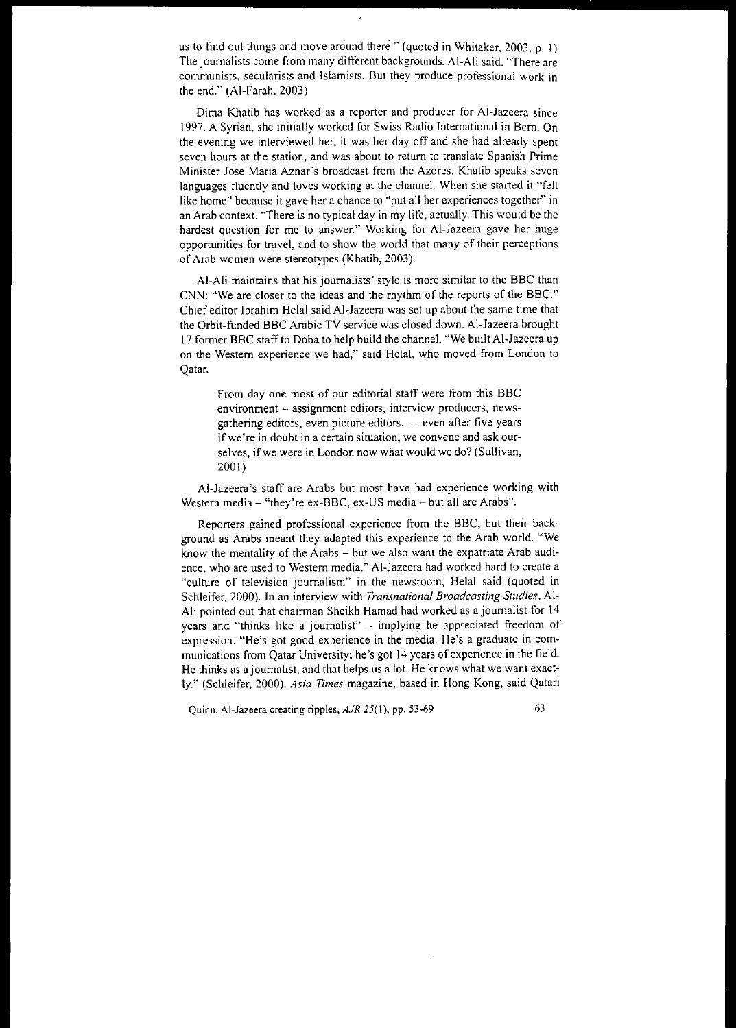us to find out things and move around there." (quoted in Whitaker, 2003, p. 1) The journalists come from many different backgrounds, Al-Ali said. "There are communists, secularists and Islamists. But they produce professional work in the end." (Al-Farah, 2003)

Dima Khatib has worked as a reporter and producer for Al-Jazeera since 1997. A Syrian, she initially worked for Swiss Radio International in Bern. On the evening we interviewed her, it was her day off and she had already spent seven hours at the station, and was about to return to translate Spanish Prime Minister Jose Maria Aznar's broadcast from the Azores. Khatib speaks seven languages fluently and loves working at the channel. When she started it "felt like home" because it gave her a chance to "put all her experiences together" in an Arab context. "There is no typical day in my life, actually. This would be the hardest question for me to answer." Working for Al-Jazeera gave her huge opportunities for travel, and to show the world that many of their perceptions of Arab women were stereotypes (Khatib, 2003).

Al-Ali maintains that his journalists' style is more similar to the BBC than CNN: "We are closer to the ideas and the rhythm of the reports of the BBC." Chief editor Ibrahim Helal said Al-Jazeera was set up about the same time that the Orbit-funded BBC Arabic TV service was closed down. Al-Jazeera brought 17 former BBC staff to Doha to help build the channel. "We built Al-Jazeera up on the Western experience we had," said Helal, who moved from London to Qatar.

> From day one most of our editorial staff were from this BBC environment – assignment editors, interview producers, news-gathering editors, even picture editors. … even after five years if we're in doubt in a certain situation, we convene and ask ourselves, if we were in London now what would we do? (Sullivan, 2001)

Al-Jazeera's staff are Arabs but most have had experience working with Western media – "they're ex-BBC, ex-US media – but all are Arabs".

Reporters gained professional experience from the BBC, but their background as Arabs meant they adapted this experience to the Arab world. "We know the mentality of the Arabs – but we also want the expatriate Arab audience, who are used to Western media." Al-Jazeera had worked hard to create a "culture of television journalism" in the newsroom, Helal said (quoted in Schleifer, 2000). In an interview with *Transnational Broadcasting Studies*, Al-Ali pointed out that chairman Sheikh Hamad had worked as a journalist for 14 years and "thinks like a journalist" – implying he appreciated freedom of expression. "He's got good experience in the media. He's a graduate in communications from Qatar University; he's got 14 years of experience in the field. He thinks as a journalist, and that helps us a lot. He knows what we want exactly." (Schleifer, 2000). *Asia Times* magazine, based in Hong Kong, said Qatari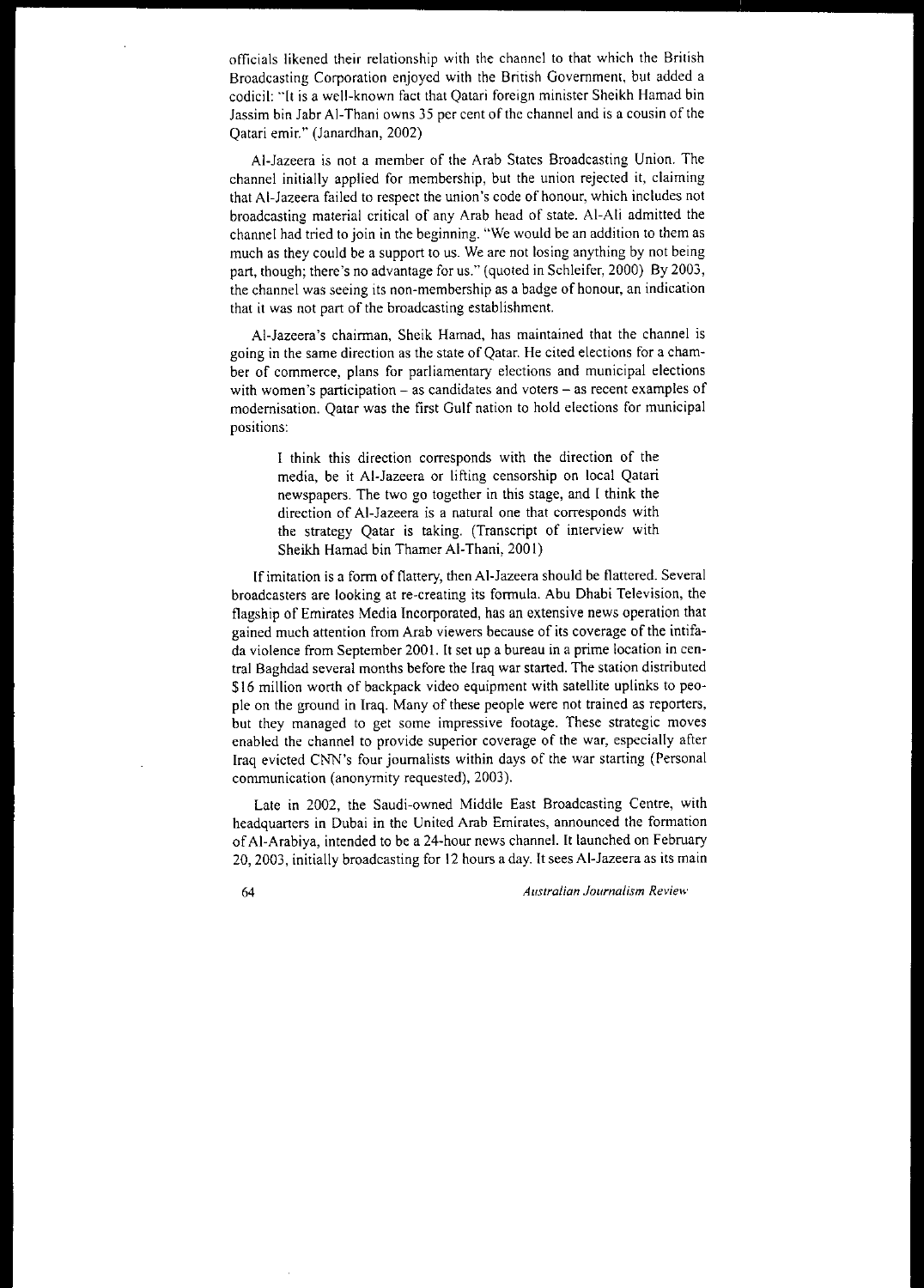officials likened their relationship with the channel to that which the British Broadcasting Corporation enjoyed with the British Government, but added a codicil: "It is a well-known fact that Qatari foreign minister Sheikh Hamad bin Jassim bin Jabr Al-Thani owns 35 per cent of the channel and is a cousin of the Qatari emir." (Janardhan, 2002)

Al-Jazeera is not a member of the Arab States Broadcasting Union. The channel initially applied for membership, but the union rejected it, claiming that Al-Jazeera failed to respect the union's code of honour, which includes not broadcasting material critical of any Arab head of state. Al-Ali admitted the channel had tried to join in the beginning. "We would be an addition to them as much as they could be a support to us. We are not losing anything by not being part, though; there's no advantage for us." (quoted in Schleifer, 2000) By 2003, the channel was seeing its non-membership as a badge of honour, an indication that it was not part of the broadcasting establishment.

Al-Jazeera's chairman, Sheik Hamad, has maintained that the channel is going in the same direction as the state of Qatar. He cited elections for a chamber of commerce, plans for parliamentary elections and municipal elections with women's participation – as candidates and voters – as recent examples of modernisation. Qatar was the first Gulf nation to hold elections for municipal positions:

> I think this direction corresponds with the direction of the media, be it Al-Jazeera or lifting censorship on local Qatari newspapers. The two go together in this stage, and I think the direction of Al-Jazeera is a natural one that corresponds with the strategy Qatar is taking. (Transcript of interview with Sheikh Hamad bin Thamer Al-Thani, 2001)

If imitation is a form of flattery, then Al-Jazeera should be flattered. Several broadcasters are looking at re-creating its formula. Abu Dhabi Television, the flagship of Emirates Media Incorporated, has an extensive news operation that gained much attention from Arab viewers because of its coverage of the intifada violence from September 2001. It set up a bureau in a prime location in central Baghdad several months before the Iraq war started. The station distributed $16 million worth of backpack video equipment with satellite uplinks to people on the ground in Iraq. Many of these people were not trained as reporters, but they managed to get some impressive footage. These strategic moves enabled the channel to provide superior coverage of the war, especially after Iraq evicted CNN's four journalists within days of the war starting (Personal communication (anonymity requested), 2003).

Late in 2002, the Saudi-owned Middle East Broadcasting Centre, with headquarters in Dubai in the United Arab Emirates, announced the formation of Al-Arabiya, intended to be a 24-hour news channel. It launched on February 20, 2003, initially broadcasting for 12 hours a day. It sees Al-Jazeera as its main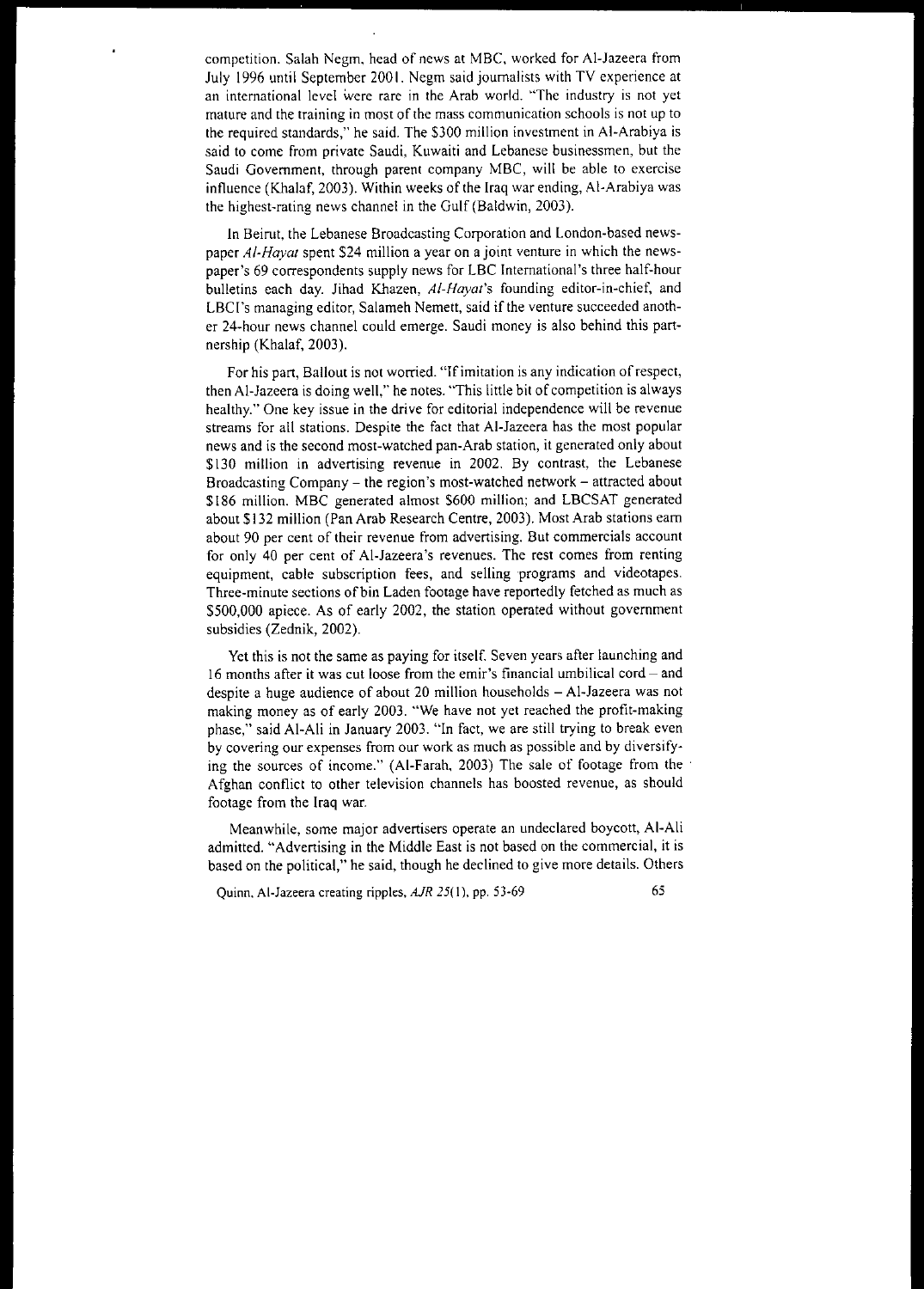competition. Salah Negm, head of news at MBC, worked for Al-Jazeera from July 1996 until September 2001. Negm said journalists with TV experience at an international level were rare in the Arab world. "The industry is not yet mature and the training in most of the mass communication schools is not up to the required standards," he said. The $300 million investment in Al-Arabiya is said to come from private Saudi, Kuwaiti and Lebanese businessmen, but the Saudi Government, through parent company MBC, will be able to exercise influence (Khalaf, 2003). Within weeks of the Iraq war ending, Al-Arabiya was the highest-rating news channel in the Gulf (Baldwin, 2003).

In Beirut, the Lebanese Broadcasting Corporation and London-based newspaper *Al-Hayat* spent $24 million a year on a joint venture in which the newspaper's 69 correspondents supply news for LBC International's three half-hour bulletins each day. Jihad Khazen, *Al-Hayat*'s founding editor-in-chief, and LBCI's managing editor, Salameh Nemett, said if the venture succeeded another 24-hour news channel could emerge. Saudi money is also behind this partnership (Khalaf, 2003).

For his part, Ballout is not worried. "If imitation is any indication of respect, then Al-Jazeera is doing well," he notes. "This little bit of competition is always healthy." One key issue in the drive for editorial independence will be revenue streams for all stations. Despite the fact that Al-Jazeera has the most popular news and is the second most-watched pan-Arab station, it generated only about $130 million in advertising revenue in 2002. By contrast, the Lebanese Broadcasting Company – the region's most-watched network – attracted about $186 million. MBC generated almost $600 million; and LBCSAT generated about $132 million (Pan Arab Research Centre, 2003). Most Arab stations earn about 90 per cent of their revenue from advertising. But commercials account for only 40 per cent of Al-Jazeera's revenues. The rest comes from renting equipment, cable subscription fees, and selling programs and videotapes. Three-minute sections of bin Laden footage have reportedly fetched as much as $500,000 apiece. As of early 2002, the station operated without government subsidies (Zednik, 2002).

Yet this is not the same as paying for itself. Seven years after launching and 16 months after it was cut loose from the emir's financial umbilical cord – and despite a huge audience of about 20 million households – Al-Jazeera was not making money as of early 2003. "We have not yet reached the profit-making phase," said Al-Ali in January 2003. "In fact, we are still trying to break even by covering our expenses from our work as much as possible and by diversifying the sources of income." (Al-Farah, 2003) The sale of footage from the Afghan conflict to other television channels has boosted revenue, as should footage from the Iraq war.

Meanwhile, some major advertisers operate an undeclared boycott, Al-Ali admitted. "Advertising in the Middle East is not based on the commercial, it is based on the political," he said, though he declined to give more details. Others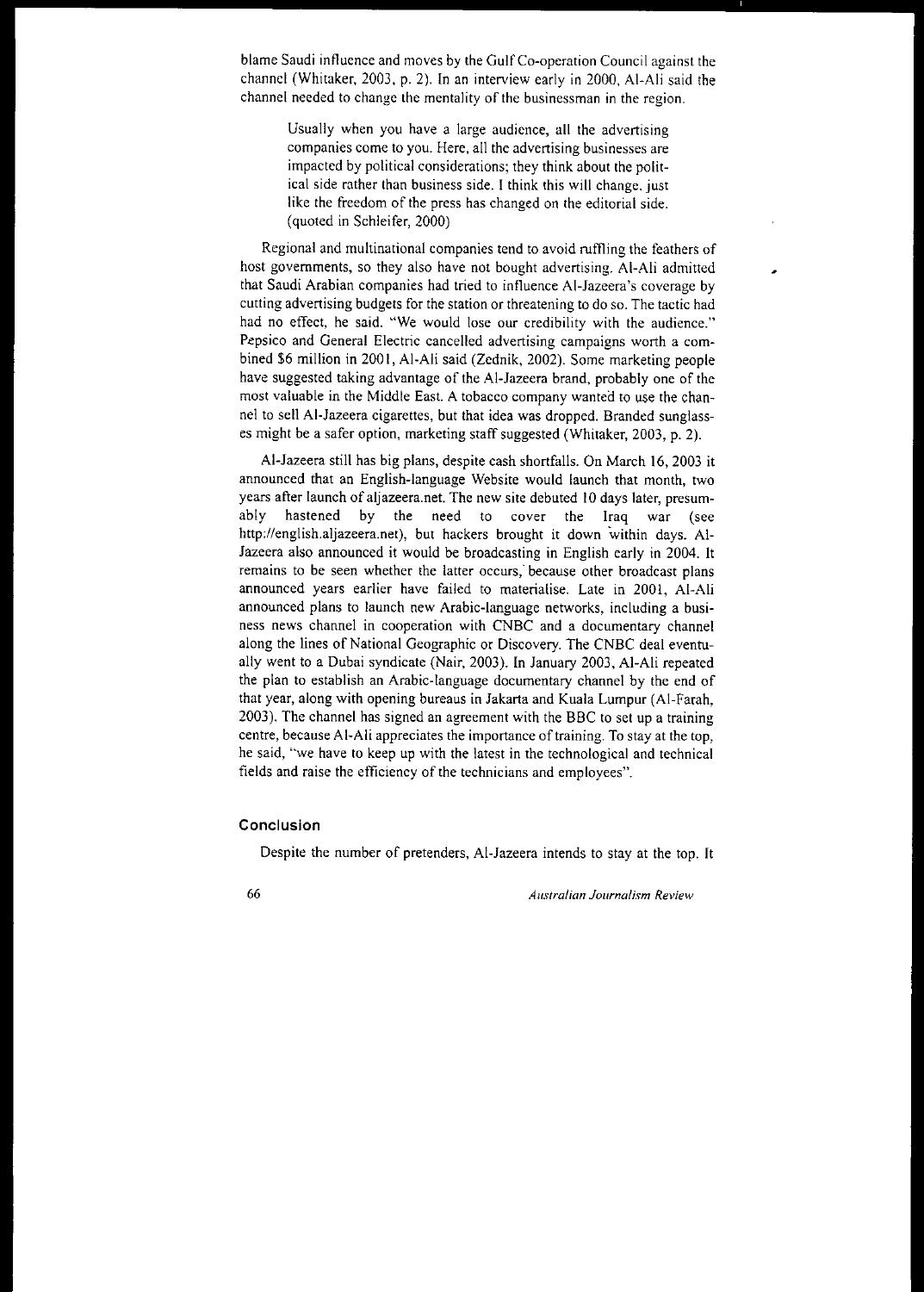blame Saudi influence and moves by the Gulf Co-operation Council against the channel (Whitaker, 2003, p. 2). In an interview early in 2000, Al-Ali said the channel needed to change the mentality of the businessman in the region.

> Usually when you have a large audience, all the advertising companies come to you. Here, all the advertising businesses are impacted by political considerations; they think about the political side rather than business side. I think this will change, just like the freedom of the press has changed on the editorial side. (quoted in Schleifer, 2000)

Regional and multinational companies tend to avoid ruffling the feathers of host governments, so they also have not bought advertising. Al-Ali admitted that Saudi Arabian companies had tried to influence Al-Jazeera's coverage by cutting advertising budgets for the station or threatening to do so. The tactic had had no effect, he said. "We would lose our credibility with the audience." Pepsico and General Electric cancelled advertising campaigns worth a combined $6 million in 2001, Al-Ali said (Zednik, 2002). Some marketing people have suggested taking advantage of the Al-Jazeera brand, probably one of the most valuable in the Middle East. A tobacco company wanted to use the channel to sell Al-Jazeera cigarettes, but that idea was dropped. Branded sunglasses might be a safer option, marketing staff suggested (Whitaker, 2003, p. 2).

Al-Jazeera still has big plans, despite cash shortfalls. On March 16, 2003 it announced that an English-language Website would launch that month, two years after launch of aljazeera.net. The new site debuted 10 days later, presumably hastened by the need to cover the Iraq war (see http://english.aljazeera.net), but hackers brought it down within days. Al-Jazeera also announced it would be broadcasting in English early in 2004. It remains to be seen whether the latter occurs, because other broadcast plans announced years earlier have failed to materialise. Late in 2001, Al-Ali announced plans to launch new Arabic-language networks, including a business news channel in cooperation with CNBC and a documentary channel along the lines of National Geographic or Discovery. The CNBC deal eventually went to a Dubai syndicate (Nair, 2003). In January 2003, Al-Ali repeated the plan to establish an Arabic-language documentary channel by the end of that year, along with opening bureaus in Jakarta and Kuala Lumpur (Al-Farah, 2003). The channel has signed an agreement with the BBC to set up a training centre, because Al-Ali appreciates the importance of training. To stay at the top, he said, "we have to keep up with the latest in the technological and technical fields and raise the efficiency of the technicians and employees".

## Conclusion

Despite the number of pretenders, Al-Jazeera intends to stay at the top. It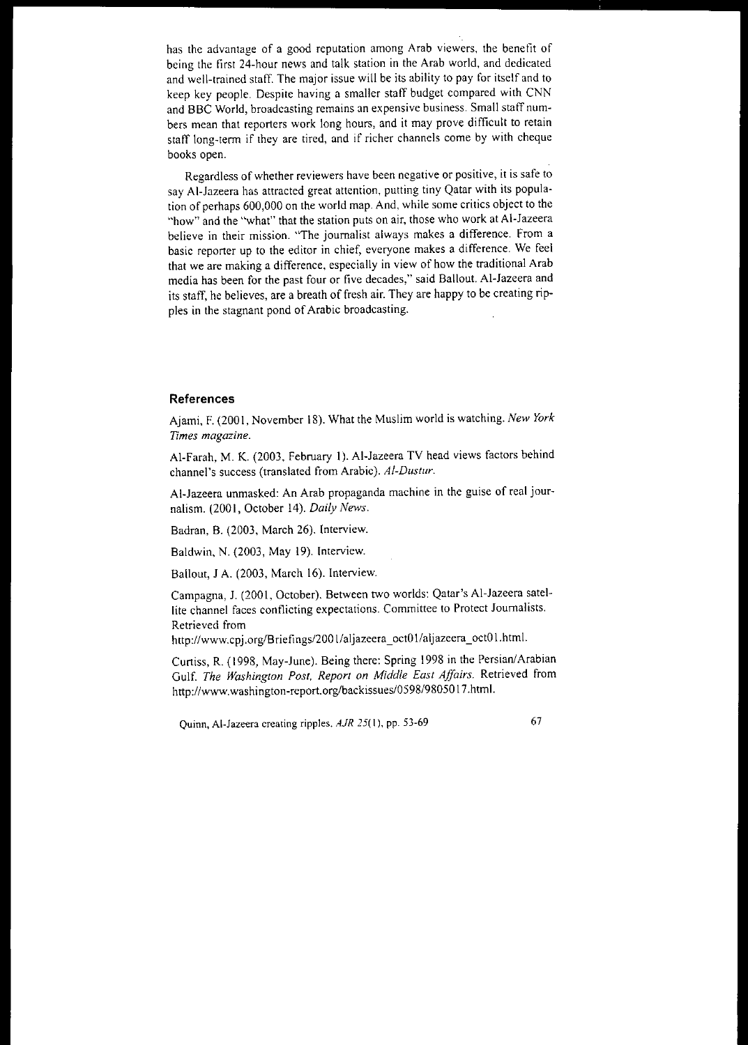has the advantage of a good reputation among Arab viewers, the benefit of being the first 24-hour news and talk station in the Arab world, and dedicated and well-trained staff. The major issue will be its ability to pay for itself and to keep key people. Despite having a smaller staff budget compared with CNN and BBC World, broadcasting remains an expensive business. Small staff numbers mean that reporters work long hours, and it may prove difficult to retain staff long-term if they are tired, and if richer channels come by with cheque books open.

Regardless of whether reviewers have been negative or positive, it is safe to say Al-Jazeera has attracted great attention, putting tiny Qatar with its population of perhaps 600,000 on the world map. And, while some critics object to the "how" and the "what" that the station puts on air, those who work at Al-Jazeera believe in their mission. "The journalist always makes a difference. From a basic reporter up to the editor in chief, everyone makes a difference. We feel that we are making a difference, especially in view of how the traditional Arab media has been for the past four or five decades," said Ballout. Al-Jazeera and its staff, he believes, are a breath of fresh air. They are happy to be creating ripples in the stagnant pond of Arabic broadcasting.

## References

Ajami, F. (2001, November 18). What the Muslim world is watching. *New York Times magazine*.

Al-Farah, M. K. (2003, February 1). Al-Jazeera TV head views factors behind channel's success (translated from Arabic). *Al-Dustur*.

Al-Jazeera unmasked: An Arab propaganda machine in the guise of real journalism. (2001, October 14). *Daily News*.

Badran, B. (2003, March 26). Interview.

Baldwin, N. (2003, May 19). Interview.

Ballout, J A. (2003, March 16). Interview.

Campagna, J. (2001, October). Between two worlds: Qatar's Al-Jazeera satellite channel faces conflicting expectations. Committee to Protect Journalists. Retrieved from http://www.cpj.org/Briefings/2001/aljazeera_oct01/aljazeera_oct01.html.

Curtiss, R. (1998, May-June). Being there: Spring 1998 in the Persian/Arabian Gulf. *The Washington Post, Report on Middle East Affairs*. Retrieved from http://www.washington-report.org/backissues/0598/9805017.html.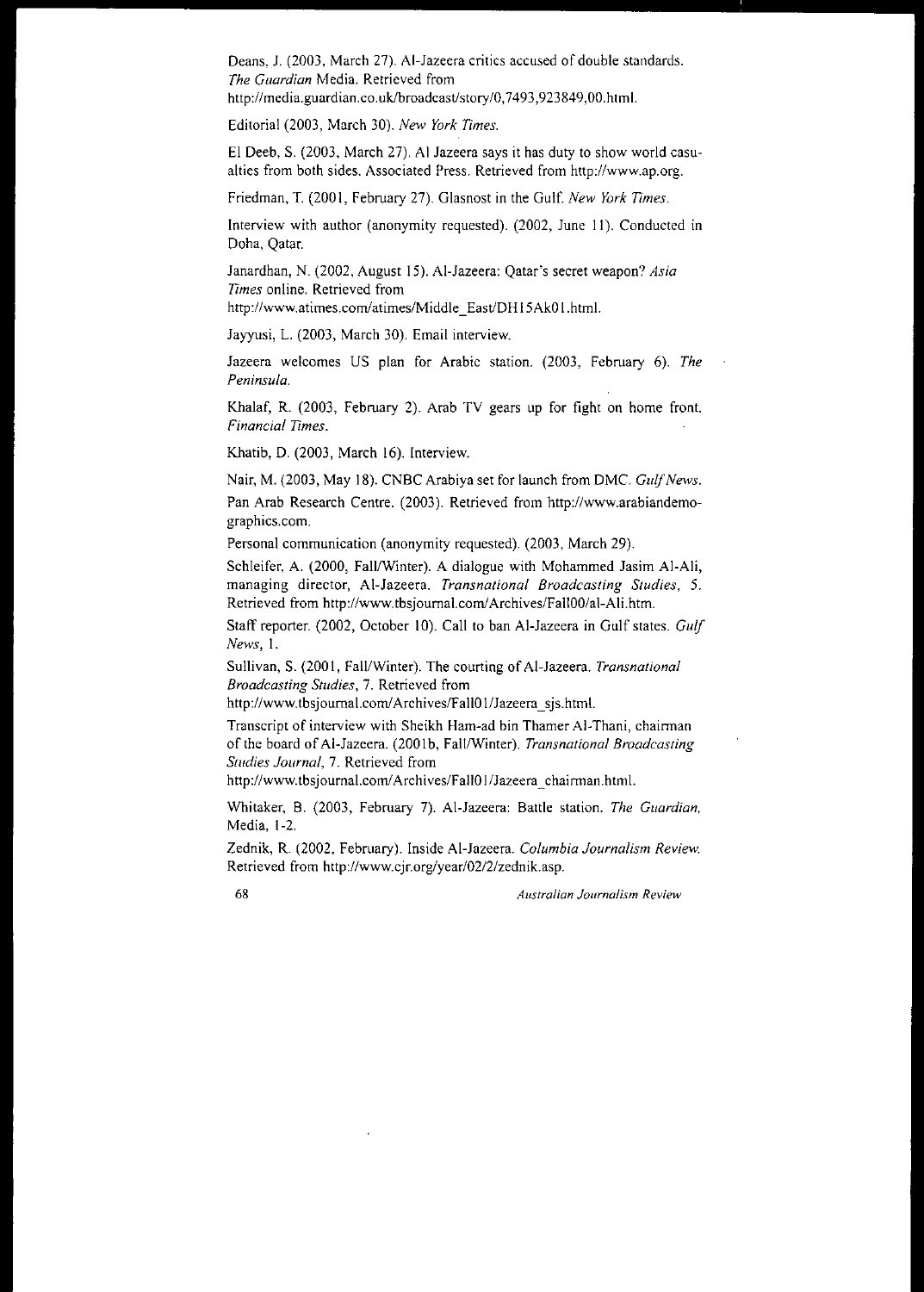Deans, J. (2003, March 27). Al-Jazeera critics accused of double standards. *The Guardian* Media. Retrieved from http://media.guardian.co.uk/broadcast/story/0,7493,923849,00.html.

Editorial (2003, March 30). *New York Times.*

El Deeb, S. (2003, March 27). Al Jazeera says it has duty to show world casualties from both sides. Associated Press. Retrieved from http://www.ap.org.

Friedman, T. (2001, February 27). Glasnost in the Gulf. *New York Times.*

Interview with author (anonymity requested). (2002, June 11). Conducted in Doha, Qatar.

Janardhan, N. (2002, August 15). Al-Jazeera: Qatar's secret weapon? *Asia Times* online. Retrieved from http://www.atimes.com/atimes/Middle_East/DH15Ak01.html.

Jayyusi, L. (2003, March 30). Email interview.

Jazeera welcomes US plan for Arabic station. (2003, February 6). *The Peninsula.*

Khalaf, R. (2003, February 2). Arab TV gears up for fight on home front. *Financial Times.*

Khatib, D. (2003, March 16). Interview.

Nair, M. (2003, May 18). CNBC Arabiya set for launch from DMC. *Gulf News.*

Pan Arab Research Centre. (2003). Retrieved from http://www.arabiandemographics.com.

Personal communication (anonymity requested). (2003, March 29).

Schleifer, A. (2000, Fall/Winter). A dialogue with Mohammed Jasim Al-Ali, managing director, Al-Jazeera. *Transnational Broadcasting Studies, 5.* Retrieved from http://www.tbsjournal.com/Archives/Fall00/al-Ali.htm.

Staff reporter. (2002, October 10). Call to ban Al-Jazeera in Gulf states. *Gulf News,* 1.

Sullivan, S. (2001, Fall/Winter). The courting of Al-Jazeera. *Transnational Broadcasting Studies,* 7. Retrieved from http://www.tbsjournal.com/Archives/Fall01/Jazeera_sjs.html.

Transcript of interview with Sheikh Ham-ad bin Thamer Al-Thani, chairman of the board of Al-Jazeera. (2001b, Fall/Winter). *Transnational Broadcasting Studies Journal,* 7. Retrieved from http://www.tbsjournal.com/Archives/Fall01/Jazeera_chairman.html.

Whitaker, B. (2003, February 7). Al-Jazeera: Battle station. *The Guardian,* Media, 1-2.

Zednik, R. (2002, February). Inside Al-Jazeera. *Columbia Journalism Review.* Retrieved from http://www.cjr.org/year/02/2/zednik.asp.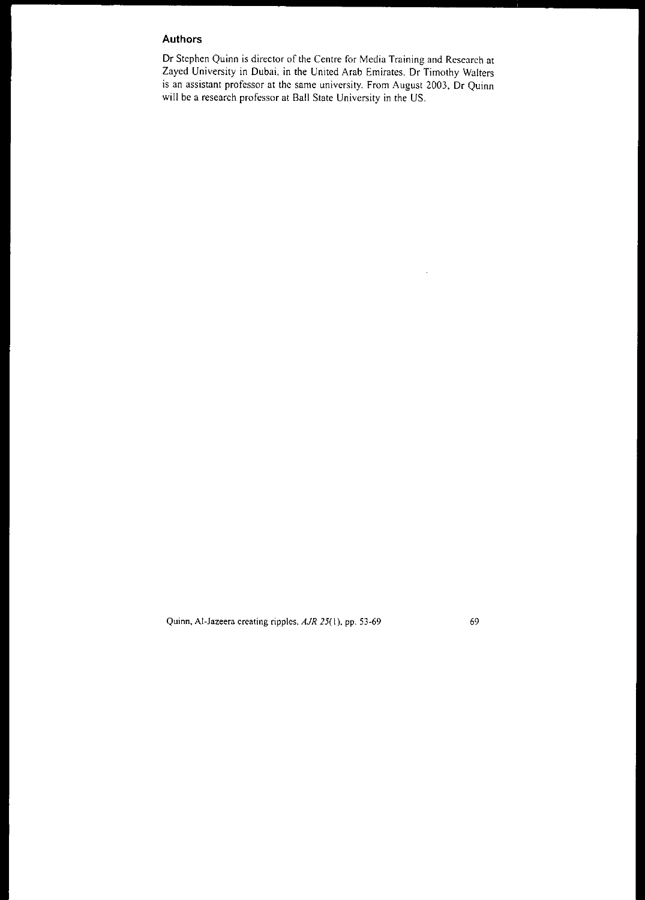### Authors

Dr Stephen Quinn is director of the Centre for Media Training and Research at Zayed University in Dubai, in the United Arab Emirates. Dr Timothy Walters is an assistant professor at the same university. From August 2003, Dr Quinn will be a research professor at Ball State University in the US.